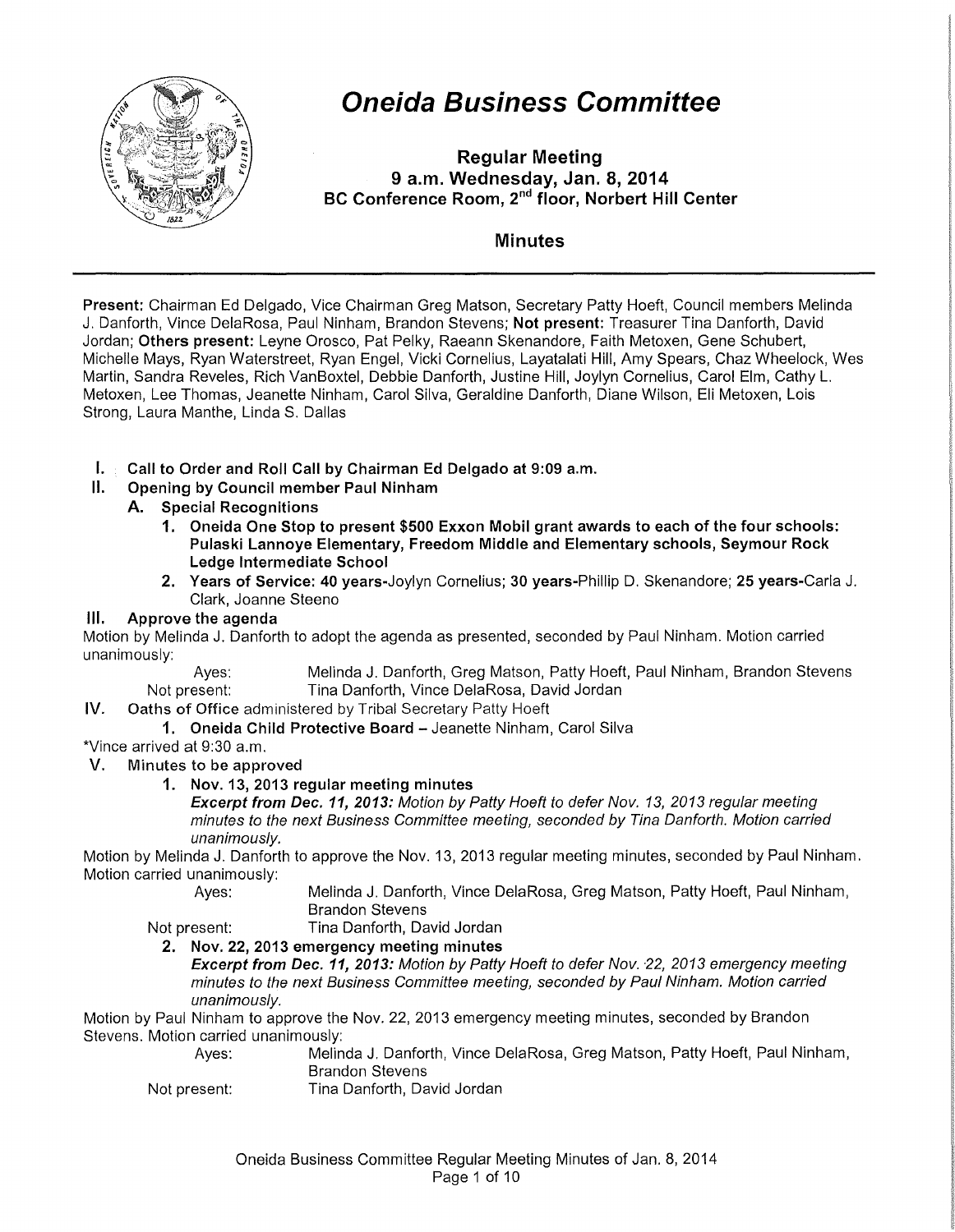# Oneida Business Committee

**Regular Meeting**
**9 a.m. Wednesday, Jan. 8, 2014**
**BC Conference Room, 2nd floor, Norbert Hill Center**

## Minutes

**Present:** Chairman Ed Delgado, Vice Chairman Greg Matson, Secretary Patty Hoeft, Council members Melinda J. Danforth, Vince DelaRosa, Paul Ninham, Brandon Stevens; **Not present:** Treasurer Tina Danforth, David Jordan; **Others present:** Leyne Orosco, Pat Pelky, Raeann Skenandore, Faith Metoxen, Gene Schubert, Michelle Mays, Ryan Waterstreet, Ryan Engel, Vicki Cornelius, Layatalati Hill, Amy Spears, Chaz Wheelock, Wes Martin, Sandra Reveles, Rich VanBoxtel, Debbie Danforth, Justine Hill, Joylyn Cornelius, Carol Elm, Cathy L. Metoxen, Lee Thomas, Jeanette Ninham, Carol Silva, Geraldine Danforth, Diane Wilson, Eli Metoxen, Lois Strong, Laura Manthe, Linda S. Dallas

**I. Call to Order and Roll Call by Chairman Ed Delgado at 9:09 a.m.**

**II. Opening by Council member Paul Ninham**

**A. Special Recognitions**

1. **Oneida One Stop to present $500 Exxon Mobil grant awards to each of the four schools: Pulaski Lannoye Elementary, Freedom Middle and Elementary schools, Seymour Rock Ledge Intermediate School**
2. **Years of Service: 40 years-**Joylyn Cornelius; **30 years-**Phillip D. Skenandore; **25 years-**Carla J. Clark, Joanne Steeno

**III. Approve the agenda**

Motion by Melinda J. Danforth to adopt the agenda as presented, seconded by Paul Ninham. Motion carried unanimously:

Ayes: Melinda J. Danforth, Greg Matson, Patty Hoeft, Paul Ninham, Brandon Stevens
Not present: Tina Danforth, Vince DelaRosa, David Jordan

**IV. Oaths of Office** administered by Tribal Secretary Patty Hoeft

1. **Oneida Child Protective Board –** Jeanette Ninham, Carol Silva

*Vince arrived at 9:30 a.m.

**V. Minutes to be approved**

1. **Nov. 13, 2013 regular meeting minutes**

***Excerpt from Dec. 11, 2013:*** *Motion by Patty Hoeft to defer Nov. 13, 2013 regular meeting minutes to the next Business Committee meeting, seconded by Tina Danforth. Motion carried unanimously.*

Motion by Melinda J. Danforth to approve the Nov. 13, 2013 regular meeting minutes, seconded by Paul Ninham. Motion carried unanimously:

Ayes: Melinda J. Danforth, Vince DelaRosa, Greg Matson, Patty Hoeft, Paul Ninham, Brandon Stevens
Not present: Tina Danforth, David Jordan

2. **Nov. 22, 2013 emergency meeting minutes**

***Excerpt from Dec. 11, 2013:*** *Motion by Patty Hoeft to defer Nov. 22, 2013 emergency meeting minutes to the next Business Committee meeting, seconded by Paul Ninham. Motion carried unanimously.*

Motion by Paul Ninham to approve the Nov. 22, 2013 emergency meeting minutes, seconded by Brandon Stevens. Motion carried unanimously:

Ayes: Melinda J. Danforth, Vince DelaRosa, Greg Matson, Patty Hoeft, Paul Ninham, Brandon Stevens
Not present: Tina Danforth, David Jordan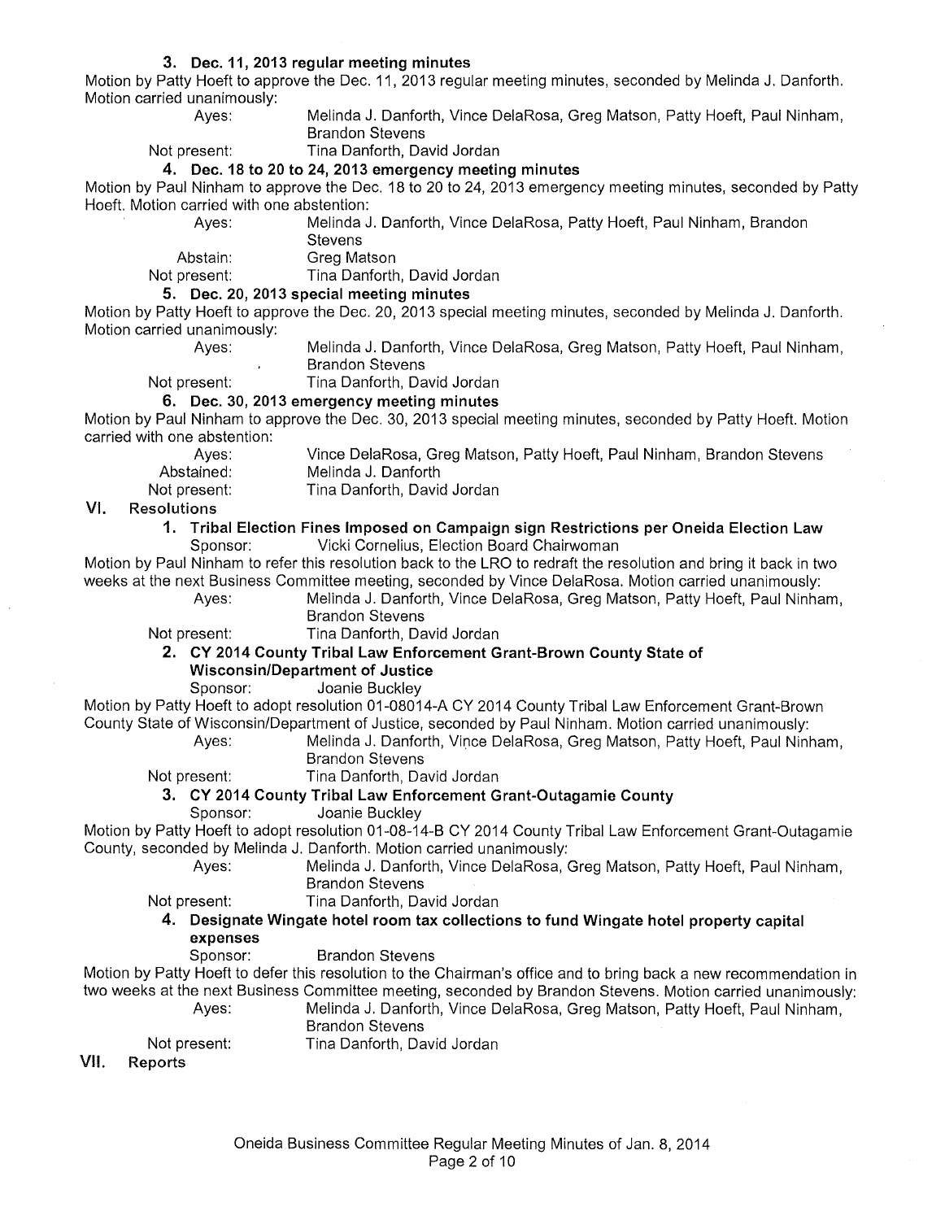### 3. Dec. 11, 2013 regular meeting minutes

Motion by Patty Hoeft to approve the Dec. 11, 2013 regular meeting minutes, seconded by Melinda J. Danforth. Motion carried unanimously:

Ayes: Melinda J. Danforth, Vince DelaRosa, Greg Matson, Patty Hoeft, Paul Ninham, Brandon Stevens

Not present: Tina Danforth, David Jordan

### 4. Dec. 18 to 20 to 24, 2013 emergency meeting minutes

Motion by Paul Ninham to approve the Dec. 18 to 20 to 24, 2013 emergency meeting minutes, seconded by Patty Hoeft. Motion carried with one abstention:

Ayes: Melinda J. Danforth, Vince DelaRosa, Patty Hoeft, Paul Ninham, Brandon Stevens

Abstain: Greg Matson

Not present: Tina Danforth, David Jordan

### 5. Dec. 20, 2013 special meeting minutes

Motion by Patty Hoeft to approve the Dec. 20, 2013 special meeting minutes, seconded by Melinda J. Danforth. Motion carried unanimously:

Ayes: Melinda J. Danforth, Vince DelaRosa, Greg Matson, Patty Hoeft, Paul Ninham, Brandon Stevens

Not present: Tina Danforth, David Jordan

### 6. Dec. 30, 2013 emergency meeting minutes

Motion by Paul Ninham to approve the Dec. 30, 2013 special meeting minutes, seconded by Patty Hoeft. Motion carried with one abstention:

Ayes: Vince DelaRosa, Greg Matson, Patty Hoeft, Paul Ninham, Brandon Stevens

Abstained: Melinda J. Danforth

Not present: Tina Danforth, David Jordan

## VI. Resolutions

### 1. Tribal Election Fines Imposed on Campaign sign Restrictions per Oneida Election Law

Sponsor: Vicki Cornelius, Election Board Chairwoman

Motion by Paul Ninham to refer this resolution back to the LRO to redraft the resolution and bring it back in two weeks at the next Business Committee meeting, seconded by Vince DelaRosa. Motion carried unanimously:

Ayes: Melinda J. Danforth, Vince DelaRosa, Greg Matson, Patty Hoeft, Paul Ninham, Brandon Stevens

Not present: Tina Danforth, David Jordan

### 2. CY 2014 County Tribal Law Enforcement Grant-Brown County State of Wisconsin/Department of Justice

Sponsor: Joanie Buckley

Motion by Patty Hoeft to adopt resolution 01-08014-A CY 2014 County Tribal Law Enforcement Grant-Brown County State of Wisconsin/Department of Justice, seconded by Paul Ninham. Motion carried unanimously:

Ayes: Melinda J. Danforth, Vince DelaRosa, Greg Matson, Patty Hoeft, Paul Ninham, Brandon Stevens

Not present: Tina Danforth, David Jordan

### 3. CY 2014 County Tribal Law Enforcement Grant-Outagamie County

Sponsor: Joanie Buckley

Motion by Patty Hoeft to adopt resolution 01-08-14-B CY 2014 County Tribal Law Enforcement Grant-Outagamie County, seconded by Melinda J. Danforth. Motion carried unanimously:

Ayes: Melinda J. Danforth, Vince DelaRosa, Greg Matson, Patty Hoeft, Paul Ninham, Brandon Stevens

Not present: Tina Danforth, David Jordan

### 4. Designate Wingate hotel room tax collections to fund Wingate hotel property capital expenses

Sponsor: Brandon Stevens

Motion by Patty Hoeft to defer this resolution to the Chairman's office and to bring back a new recommendation in two weeks at the next Business Committee meeting, seconded by Brandon Stevens. Motion carried unanimously:

Ayes: Melinda J. Danforth, Vince DelaRosa, Greg Matson, Patty Hoeft, Paul Ninham, Brandon Stevens

Not present: Tina Danforth, David Jordan

## VII. Reports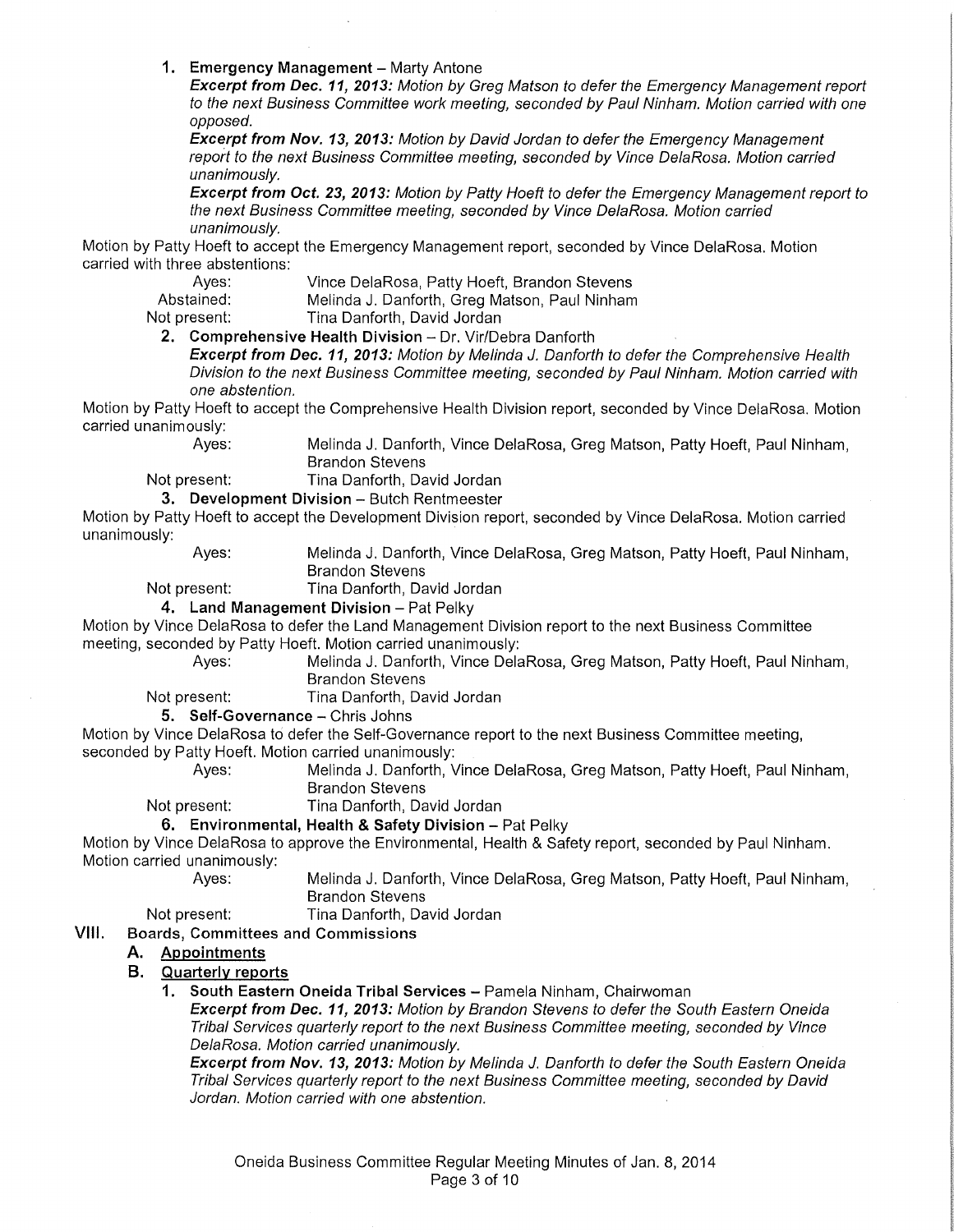1. **Emergency Management** – Marty Antone

*Excerpt from Dec. 11, 2013: Motion by Greg Matson to defer the Emergency Management report to the next Business Committee work meeting, seconded by Paul Ninham. Motion carried with one opposed.*

*Excerpt from Nov. 13, 2013: Motion by David Jordan to defer the Emergency Management report to the next Business Committee meeting, seconded by Vince DelaRosa. Motion carried unanimously.*

*Excerpt from Oct. 23, 2013: Motion by Patty Hoeft to defer the Emergency Management report to the next Business Committee meeting, seconded by Vince DelaRosa. Motion carried unanimously.*

Motion by Patty Hoeft to accept the Emergency Management report, seconded by Vince DelaRosa. Motion carried with three abstentions:

Ayes: Vince DelaRosa, Patty Hoeft, Brandon Stevens
Abstained: Melinda J. Danforth, Greg Matson, Paul Ninham
Not present: Tina Danforth, David Jordan

2. **Comprehensive Health Division** – Dr. Vir/Debra Danforth

*Excerpt from Dec. 11, 2013: Motion by Melinda J. Danforth to defer the Comprehensive Health Division to the next Business Committee meeting, seconded by Paul Ninham. Motion carried with one abstention.*

Motion by Patty Hoeft to accept the Comprehensive Health Division report, seconded by Vince DelaRosa. Motion carried unanimously:

Ayes: Melinda J. Danforth, Vince DelaRosa, Greg Matson, Patty Hoeft, Paul Ninham, Brandon Stevens
Not present: Tina Danforth, David Jordan

3. **Development Division** – Butch Rentmeester

Motion by Patty Hoeft to accept the Development Division report, seconded by Vince DelaRosa. Motion carried unanimously:

Ayes: Melinda J. Danforth, Vince DelaRosa, Greg Matson, Patty Hoeft, Paul Ninham, Brandon Stevens
Not present: Tina Danforth, David Jordan

4. **Land Management Division** – Pat Pelky

Motion by Vince DelaRosa to defer the Land Management Division report to the next Business Committee meeting, seconded by Patty Hoeft. Motion carried unanimously:

Ayes: Melinda J. Danforth, Vince DelaRosa, Greg Matson, Patty Hoeft, Paul Ninham, Brandon Stevens
Not present: Tina Danforth, David Jordan

5. **Self-Governance** – Chris Johns

Motion by Vince DelaRosa to defer the Self-Governance report to the next Business Committee meeting, seconded by Patty Hoeft. Motion carried unanimously:

Ayes: Melinda J. Danforth, Vince DelaRosa, Greg Matson, Patty Hoeft, Paul Ninham, Brandon Stevens
Not present: Tina Danforth, David Jordan

6. **Environmental, Health & Safety Division** – Pat Pelky

Motion by Vince DelaRosa to approve the Environmental, Health & Safety report, seconded by Paul Ninham. Motion carried unanimously:

Ayes: Melinda J. Danforth, Vince DelaRosa, Greg Matson, Patty Hoeft, Paul Ninham, Brandon Stevens
Not present: Tina Danforth, David Jordan

## VIII. Boards, Committees and Commissions

### A. Appointments

### B. Quarterly reports

1. **South Eastern Oneida Tribal Services** – Pamela Ninham, Chairwoman

*Excerpt from Dec. 11, 2013: Motion by Brandon Stevens to defer the South Eastern Oneida Tribal Services quarterly report to the next Business Committee meeting, seconded by Vince DelaRosa. Motion carried unanimously.*

*Excerpt from Nov. 13, 2013: Motion by Melinda J. Danforth to defer the South Eastern Oneida Tribal Services quarterly report to the next Business Committee meeting, seconded by David Jordan. Motion carried with one abstention.*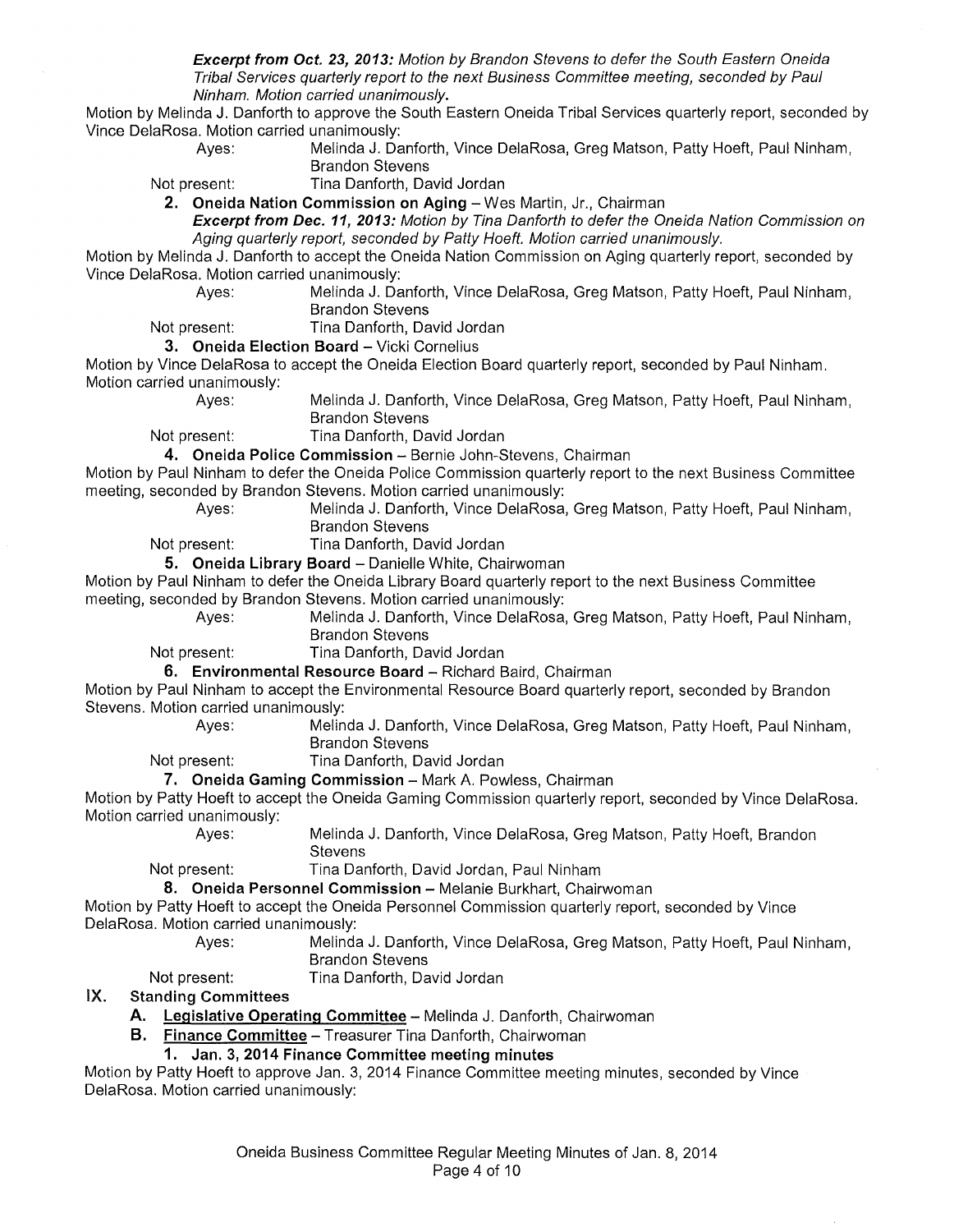***Excerpt from Oct. 23, 2013:*** *Motion by Brandon Stevens to defer the South Eastern Oneida Tribal Services quarterly report to the next Business Committee meeting, seconded by Paul Ninham. Motion carried unanimously.*

Motion by Melinda J. Danforth to approve the South Eastern Oneida Tribal Services quarterly report, seconded by Vince DelaRosa. Motion carried unanimously:

Ayes: Melinda J. Danforth, Vince DelaRosa, Greg Matson, Patty Hoeft, Paul Ninham, Brandon Stevens

Not present: Tina Danforth, David Jordan

**2. Oneida Nation Commission on Aging** – Wes Martin, Jr., Chairman

***Excerpt from Dec. 11, 2013:*** *Motion by Tina Danforth to defer the Oneida Nation Commission on Aging quarterly report, seconded by Patty Hoeft. Motion carried unanimously.*

Motion by Melinda J. Danforth to accept the Oneida Nation Commission on Aging quarterly report, seconded by Vince DelaRosa. Motion carried unanimously:

Ayes: Melinda J. Danforth, Vince DelaRosa, Greg Matson, Patty Hoeft, Paul Ninham, Brandon Stevens

Not present: Tina Danforth, David Jordan

**3. Oneida Election Board** – Vicki Cornelius

Motion by Vince DelaRosa to accept the Oneida Election Board quarterly report, seconded by Paul Ninham. Motion carried unanimously:

Ayes: Melinda J. Danforth, Vince DelaRosa, Greg Matson, Patty Hoeft, Paul Ninham, Brandon Stevens

Not present: Tina Danforth, David Jordan

**4. Oneida Police Commission** – Bernie John-Stevens, Chairman

Motion by Paul Ninham to defer the Oneida Police Commission quarterly report to the next Business Committee meeting, seconded by Brandon Stevens. Motion carried unanimously:

Ayes: Melinda J. Danforth, Vince DelaRosa, Greg Matson, Patty Hoeft, Paul Ninham, Brandon Stevens

Not present: Tina Danforth, David Jordan

**5. Oneida Library Board** – Danielle White, Chairwoman

Motion by Paul Ninham to defer the Oneida Library Board quarterly report to the next Business Committee meeting, seconded by Brandon Stevens. Motion carried unanimously:

Ayes: Melinda J. Danforth, Vince DelaRosa, Greg Matson, Patty Hoeft, Paul Ninham, Brandon Stevens

Not present: Tina Danforth, David Jordan

**6. Environmental Resource Board** – Richard Baird, Chairman

Motion by Paul Ninham to accept the Environmental Resource Board quarterly report, seconded by Brandon Stevens. Motion carried unanimously:

Ayes: Melinda J. Danforth, Vince DelaRosa, Greg Matson, Patty Hoeft, Paul Ninham, Brandon Stevens

Not present: Tina Danforth, David Jordan

**7. Oneida Gaming Commission** – Mark A. Powless, Chairman

Motion by Patty Hoeft to accept the Oneida Gaming Commission quarterly report, seconded by Vince DelaRosa. Motion carried unanimously:

Ayes: Melinda J. Danforth, Vince DelaRosa, Greg Matson, Patty Hoeft, Brandon Stevens

Not present: Tina Danforth, David Jordan, Paul Ninham

**8. Oneida Personnel Commission** – Melanie Burkhart, Chairwoman

Motion by Patty Hoeft to accept the Oneida Personnel Commission quarterly report, seconded by Vince DelaRosa. Motion carried unanimously:

Ayes: Melinda J. Danforth, Vince DelaRosa, Greg Matson, Patty Hoeft, Paul Ninham, Brandon Stevens

Not present: Tina Danforth, David Jordan

## IX. Standing Committees

**A. Legislative Operating Committee** – Melinda J. Danforth, Chairwoman

**B. Finance Committee** – Treasurer Tina Danforth, Chairwoman

**1. Jan. 3, 2014 Finance Committee meeting minutes**

Motion by Patty Hoeft to approve Jan. 3, 2014 Finance Committee meeting minutes, seconded by Vince DelaRosa. Motion carried unanimously: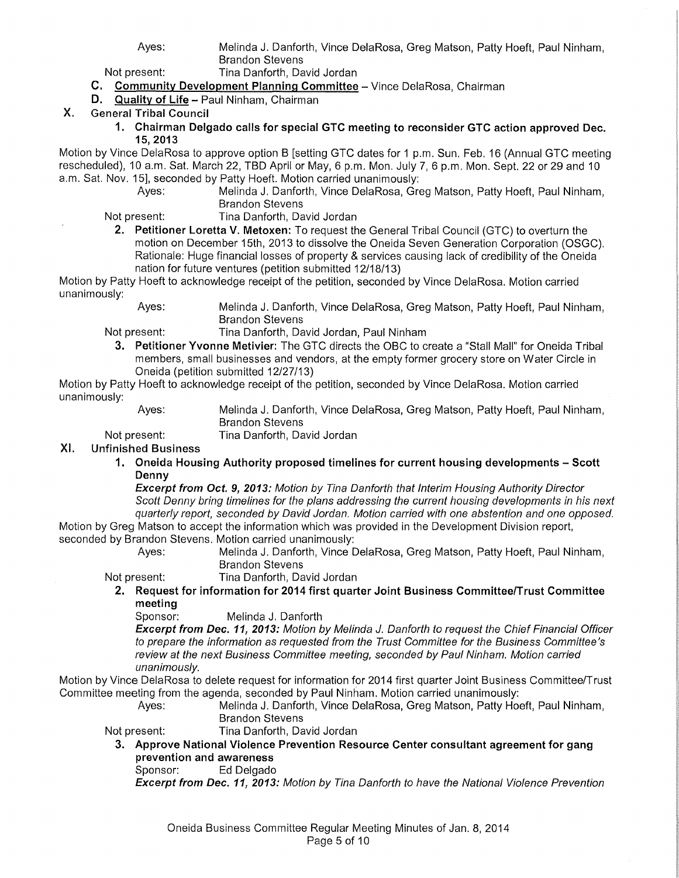Ayes: Melinda J. Danforth, Vince DelaRosa, Greg Matson, Patty Hoeft, Paul Ninham, Brandon Stevens

Not present: Tina Danforth, David Jordan

**C. Community Development Planning Committee** – Vince DelaRosa, Chairman

**D. Quality of Life** – Paul Ninham, Chairman

## X. General Tribal Council

**1. Chairman Delgado calls for special GTC meeting to reconsider GTC action approved Dec. 15, 2013**

Motion by Vince DelaRosa to approve option B [setting GTC dates for 1 p.m. Sun. Feb. 16 (Annual GTC meeting rescheduled), 10 a.m. Sat. March 22, TBD April or May, 6 p.m. Mon. July 7, 6 p.m. Mon. Sept. 22 or 29 and 10 a.m. Sat. Nov. 15], seconded by Patty Hoeft. Motion carried unanimously:

Ayes: Melinda J. Danforth, Vince DelaRosa, Greg Matson, Patty Hoeft, Paul Ninham, Brandon Stevens

Not present: Tina Danforth, David Jordan

**2. Petitioner Loretta V. Metoxen:** To request the General Tribal Council (GTC) to overturn the motion on December 15th, 2013 to dissolve the Oneida Seven Generation Corporation (OSGC). Rationale: Huge financial losses of property & services causing lack of credibility of the Oneida nation for future ventures (petition submitted 12/18/13)

Motion by Patty Hoeft to acknowledge receipt of the petition, seconded by Vince DelaRosa. Motion carried unanimously:

Ayes: Melinda J. Danforth, Vince DelaRosa, Greg Matson, Patty Hoeft, Paul Ninham, Brandon Stevens

Not present: Tina Danforth, David Jordan, Paul Ninham

**3. Petitioner Yvonne Metivier:** The GTC directs the OBC to create a "Stall Mall" for Oneida Tribal members, small businesses and vendors, at the empty former grocery store on Water Circle in Oneida (petition submitted 12/27/13)

Motion by Patty Hoeft to acknowledge receipt of the petition, seconded by Vince DelaRosa. Motion carried unanimously:

Ayes: Melinda J. Danforth, Vince DelaRosa, Greg Matson, Patty Hoeft, Paul Ninham, Brandon Stevens

Not present: Tina Danforth, David Jordan

## XI. Unfinished Business

**1. Oneida Housing Authority proposed timelines for current housing developments – Scott Denny**

***Excerpt from Oct. 9, 2013:*** *Motion by Tina Danforth that Interim Housing Authority Director Scott Denny bring timelines for the plans addressing the current housing developments in his next quarterly report, seconded by David Jordan. Motion carried with one abstention and one opposed.*

Motion by Greg Matson to accept the information which was provided in the Development Division report, seconded by Brandon Stevens. Motion carried unanimously:

Ayes: Melinda J. Danforth, Vince DelaRosa, Greg Matson, Patty Hoeft, Paul Ninham, Brandon Stevens

Not present: Tina Danforth, David Jordan

**2. Request for information for 2014 first quarter Joint Business Committee/Trust Committee meeting**

Sponsor: Melinda J. Danforth

***Excerpt from Dec. 11, 2013:*** *Motion by Melinda J. Danforth to request the Chief Financial Officer to prepare the information as requested from the Trust Committee for the Business Committee's review at the next Business Committee meeting, seconded by Paul Ninham. Motion carried unanimously.*

Motion by Vince DelaRosa to delete request for information for 2014 first quarter Joint Business Committee/Trust Committee meeting from the agenda, seconded by Paul Ninham. Motion carried unanimously:

Ayes: Melinda J. Danforth, Vince DelaRosa, Greg Matson, Patty Hoeft, Paul Ninham, Brandon Stevens

Not present: Tina Danforth, David Jordan

**3. Approve National Violence Prevention Resource Center consultant agreement for gang prevention and awareness**

Sponsor: Ed Delgado

***Excerpt from Dec. 11, 2013:*** *Motion by Tina Danforth to have the National Violence Prevention*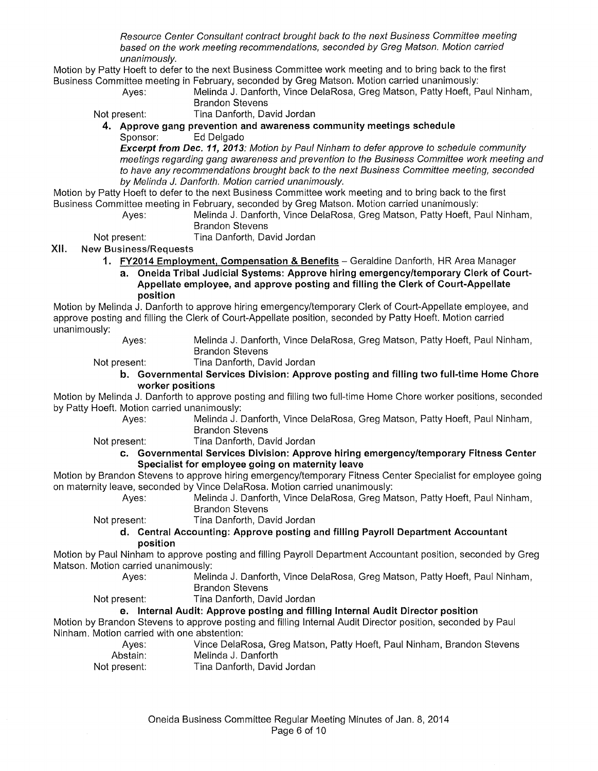*Resource Center Consultant contract brought back to the next Business Committee meeting based on the work meeting recommendations, seconded by Greg Matson. Motion carried unanimously.*

Motion by Patty Hoeft to defer to the next Business Committee work meeting and to bring back to the first Business Committee meeting in February, seconded by Greg Matson. Motion carried unanimously:

Ayes: Melinda J. Danforth, Vince DelaRosa, Greg Matson, Patty Hoeft, Paul Ninham, Brandon Stevens
Not present: Tina Danforth, David Jordan

**4. Approve gang prevention and awareness community meetings schedule**

Sponsor: Ed Delgado

***Excerpt from Dec. 11, 2013:*** *Motion by Paul Ninham to defer approve to schedule community meetings regarding gang awareness and prevention to the Business Committee work meeting and to have any recommendations brought back to the next Business Committee meeting, seconded by Melinda J. Danforth. Motion carried unanimously.*

Motion by Patty Hoeft to defer to the next Business Committee work meeting and to bring back to the first Business Committee meeting in February, seconded by Greg Matson. Motion carried unanimously:

Ayes: Melinda J. Danforth, Vince DelaRosa, Greg Matson, Patty Hoeft, Paul Ninham, Brandon Stevens
Not present: Tina Danforth, David Jordan

## XII. New Business/Requests

**1. FY2014 Employment, Compensation & Benefits** – Geraldine Danforth, HR Area Manager

**a. Oneida Tribal Judicial Systems: Approve hiring emergency/temporary Clerk of Court-Appellate employee, and approve posting and filling the Clerk of Court-Appellate position**

Motion by Melinda J. Danforth to approve hiring emergency/temporary Clerk of Court-Appellate employee, and approve posting and filling the Clerk of Court-Appellate position, seconded by Patty Hoeft. Motion carried unanimously:

Ayes: Melinda J. Danforth, Vince DelaRosa, Greg Matson, Patty Hoeft, Paul Ninham, Brandon Stevens
Not present: Tina Danforth, David Jordan

**b. Governmental Services Division: Approve posting and filling two full-time Home Chore worker positions**

Motion by Melinda J. Danforth to approve posting and filling two full-time Home Chore worker positions, seconded by Patty Hoeft. Motion carried unanimously:

Ayes: Melinda J. Danforth, Vince DelaRosa, Greg Matson, Patty Hoeft, Paul Ninham, Brandon Stevens
Not present: Tina Danforth, David Jordan

**c. Governmental Services Division: Approve hiring emergency/temporary Fitness Center Specialist for employee going on maternity leave**

Motion by Brandon Stevens to approve hiring emergency/temporary Fitness Center Specialist for employee going on maternity leave, seconded by Vince DelaRosa. Motion carried unanimously:

Ayes: Melinda J. Danforth, Vince DelaRosa, Greg Matson, Patty Hoeft, Paul Ninham, Brandon Stevens
Not present: Tina Danforth, David Jordan

**d. Central Accounting: Approve posting and filling Payroll Department Accountant position**

Motion by Paul Ninham to approve posting and filling Payroll Department Accountant position, seconded by Greg Matson. Motion carried unanimously:

Ayes: Melinda J. Danforth, Vince DelaRosa, Greg Matson, Patty Hoeft, Paul Ninham, Brandon Stevens
Not present: Tina Danforth, David Jordan

**e. Internal Audit: Approve posting and filling Internal Audit Director position**

Motion by Brandon Stevens to approve posting and filling Internal Audit Director position, seconded by Paul Ninham. Motion carried with one abstention:

Ayes: Vince DelaRosa, Greg Matson, Patty Hoeft, Paul Ninham, Brandon Stevens
Abstain: Melinda J. Danforth
Not present: Tina Danforth, David Jordan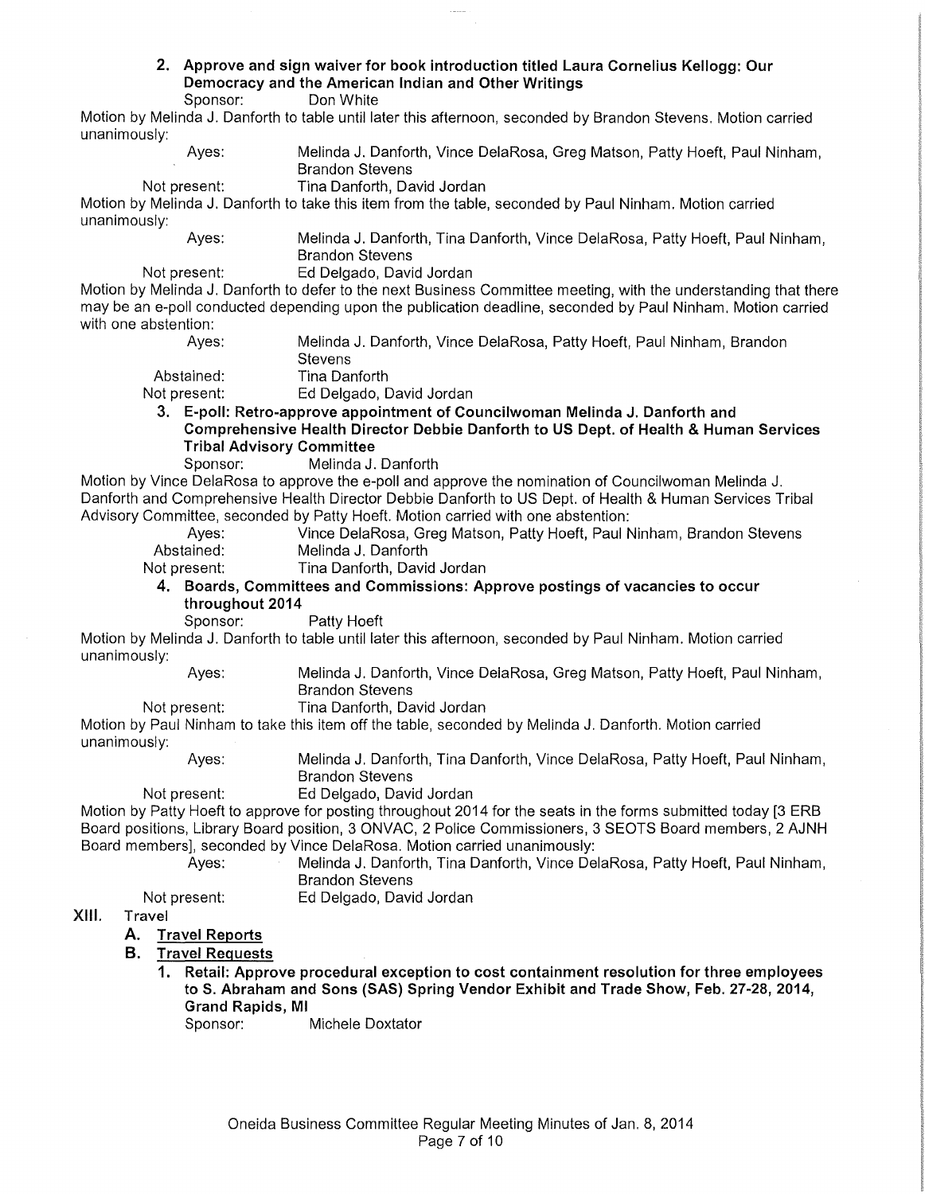**2. Approve and sign waiver for book introduction titled Laura Cornelius Kellogg: Our Democracy and the American Indian and Other Writings**

Sponsor: Don White

Motion by Melinda J. Danforth to table until later this afternoon, seconded by Brandon Stevens. Motion carried unanimously:

Ayes: Melinda J. Danforth, Vince DelaRosa, Greg Matson, Patty Hoeft, Paul Ninham, Brandon Stevens

Not present: Tina Danforth, David Jordan

Motion by Melinda J. Danforth to take this item from the table, seconded by Paul Ninham. Motion carried unanimously:

Ayes: Melinda J. Danforth, Tina Danforth, Vince DelaRosa, Patty Hoeft, Paul Ninham, Brandon Stevens

Not present: Ed Delgado, David Jordan

Motion by Melinda J. Danforth to defer to the next Business Committee meeting, with the understanding that there may be an e-poll conducted depending upon the publication deadline, seconded by Paul Ninham. Motion carried with one abstention:

Ayes: Melinda J. Danforth, Vince DelaRosa, Patty Hoeft, Paul Ninham, Brandon Stevens

Abstained: Tina Danforth

Not present: Ed Delgado, David Jordan

**3. E-poll: Retro-approve appointment of Councilwoman Melinda J. Danforth and Comprehensive Health Director Debbie Danforth to US Dept. of Health & Human Services Tribal Advisory Committee**

Sponsor: Melinda J. Danforth

Motion by Vince DelaRosa to approve the e-poll and approve the nomination of Councilwoman Melinda J. Danforth and Comprehensive Health Director Debbie Danforth to US Dept. of Health & Human Services Tribal Advisory Committee, seconded by Patty Hoeft. Motion carried with one abstention:

Ayes: Vince DelaRosa, Greg Matson, Patty Hoeft, Paul Ninham, Brandon Stevens

Abstained: Melinda J. Danforth

Not present: Tina Danforth, David Jordan

**4. Boards, Committees and Commissions: Approve postings of vacancies to occur throughout 2014**

Sponsor: Patty Hoeft

Motion by Melinda J. Danforth to table until later this afternoon, seconded by Paul Ninham. Motion carried unanimously:

Ayes: Melinda J. Danforth, Vince DelaRosa, Greg Matson, Patty Hoeft, Paul Ninham, Brandon Stevens

Not present: Tina Danforth, David Jordan

Motion by Paul Ninham to take this item off the table, seconded by Melinda J. Danforth. Motion carried unanimously:

Ayes: Melinda J. Danforth, Tina Danforth, Vince DelaRosa, Patty Hoeft, Paul Ninham, Brandon Stevens

Not present: Ed Delgado, David Jordan

Motion by Patty Hoeft to approve for posting throughout 2014 for the seats in the forms submitted today [3 ERB Board positions, Library Board position, 3 ONVAC, 2 Police Commissioners, 3 SEOTS Board members, 2 AJNH Board members], seconded by Vince DelaRosa. Motion carried unanimously:

Ayes: Melinda J. Danforth, Tina Danforth, Vince DelaRosa, Patty Hoeft, Paul Ninham, Brandon Stevens

Not present: Ed Delgado, David Jordan

## XIII. Travel

### A. Travel Reports

### B. Travel Requests

**1. Retail: Approve procedural exception to cost containment resolution for three employees to S. Abraham and Sons (SAS) Spring Vendor Exhibit and Trade Show, Feb. 27-28, 2014, Grand Rapids, MI**

Sponsor: Michele Doxtator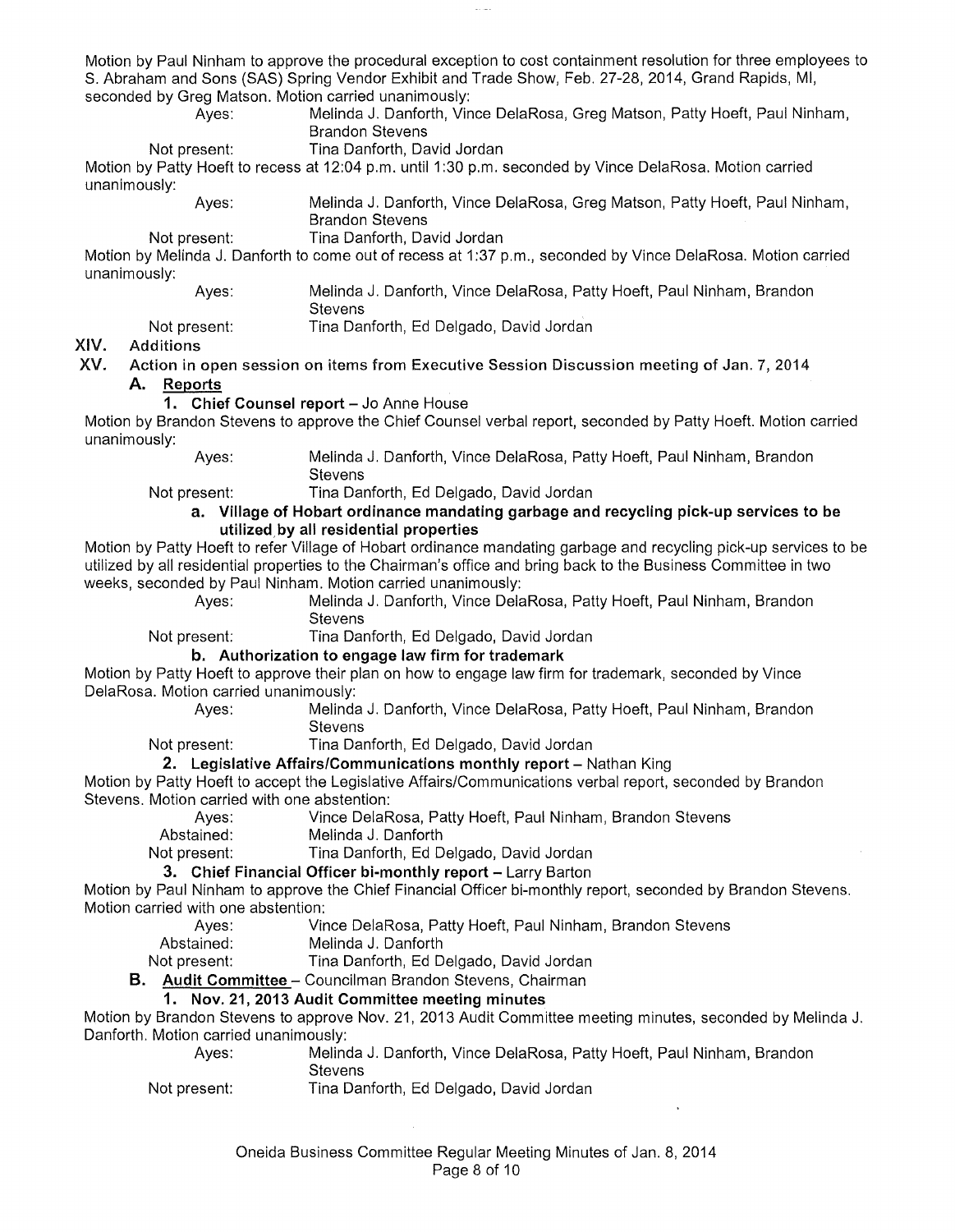Motion by Paul Ninham to approve the procedural exception to cost containment resolution for three employees to S. Abraham and Sons (SAS) Spring Vendor Exhibit and Trade Show, Feb. 27-28, 2014, Grand Rapids, MI, seconded by Greg Matson. Motion carried unanimously:

Ayes: Melinda J. Danforth, Vince DelaRosa, Greg Matson, Patty Hoeft, Paul Ninham, Brandon Stevens

Not present: Tina Danforth, David Jordan

Motion by Patty Hoeft to recess at 12:04 p.m. until 1:30 p.m. seconded by Vince DelaRosa. Motion carried unanimously:

Ayes: Melinda J. Danforth, Vince DelaRosa, Greg Matson, Patty Hoeft, Paul Ninham, Brandon Stevens

Not present: Tina Danforth, David Jordan

Motion by Melinda J. Danforth to come out of recess at 1:37 p.m., seconded by Vince DelaRosa. Motion carried unanimously:

Ayes: Melinda J. Danforth, Vince DelaRosa, Patty Hoeft, Paul Ninham, Brandon Stevens

Not present: Tina Danforth, Ed Delgado, David Jordan

## XIV. Additions

## XV. Action in open session on items from Executive Session Discussion meeting of Jan. 7, 2014

### A. Reports

#### 1. Chief Counsel report – Jo Anne House

Motion by Brandon Stevens to approve the Chief Counsel verbal report, seconded by Patty Hoeft. Motion carried unanimously:

Ayes: Melinda J. Danforth, Vince DelaRosa, Patty Hoeft, Paul Ninham, Brandon Stevens

Not present: Tina Danforth, Ed Delgado, David Jordan

##### a. Village of Hobart ordinance mandating garbage and recycling pick-up services to be utilized by all residential properties

Motion by Patty Hoeft to refer Village of Hobart ordinance mandating garbage and recycling pick-up services to be utilized by all residential properties to the Chairman's office and bring back to the Business Committee in two weeks, seconded by Paul Ninham. Motion carried unanimously:

Ayes: Melinda J. Danforth, Vince DelaRosa, Patty Hoeft, Paul Ninham, Brandon Stevens

Not present: Tina Danforth, Ed Delgado, David Jordan

##### b. Authorization to engage law firm for trademark

Motion by Patty Hoeft to approve their plan on how to engage law firm for trademark, seconded by Vince DelaRosa. Motion carried unanimously:

Ayes: Melinda J. Danforth, Vince DelaRosa, Patty Hoeft, Paul Ninham, Brandon Stevens

Not present: Tina Danforth, Ed Delgado, David Jordan

#### 2. Legislative Affairs/Communications monthly report – Nathan King

Motion by Patty Hoeft to accept the Legislative Affairs/Communications verbal report, seconded by Brandon Stevens. Motion carried with one abstention:

Ayes: Vince DelaRosa, Patty Hoeft, Paul Ninham, Brandon Stevens

Abstained: Melinda J. Danforth

Not present: Tina Danforth, Ed Delgado, David Jordan

#### 3. Chief Financial Officer bi-monthly report – Larry Barton

Motion by Paul Ninham to approve the Chief Financial Officer bi-monthly report, seconded by Brandon Stevens. Motion carried with one abstention:

Ayes: Vince DelaRosa, Patty Hoeft, Paul Ninham, Brandon Stevens

Abstained: Melinda J. Danforth

Not present: Tina Danforth, Ed Delgado, David Jordan

### B. Audit Committee – Councilman Brandon Stevens, Chairman

#### 1. Nov. 21, 2013 Audit Committee meeting minutes

Motion by Brandon Stevens to approve Nov. 21, 2013 Audit Committee meeting minutes, seconded by Melinda J. Danforth. Motion carried unanimously:

Ayes: Melinda J. Danforth, Vince DelaRosa, Patty Hoeft, Paul Ninham, Brandon Stevens

Not present: Tina Danforth, Ed Delgado, David Jordan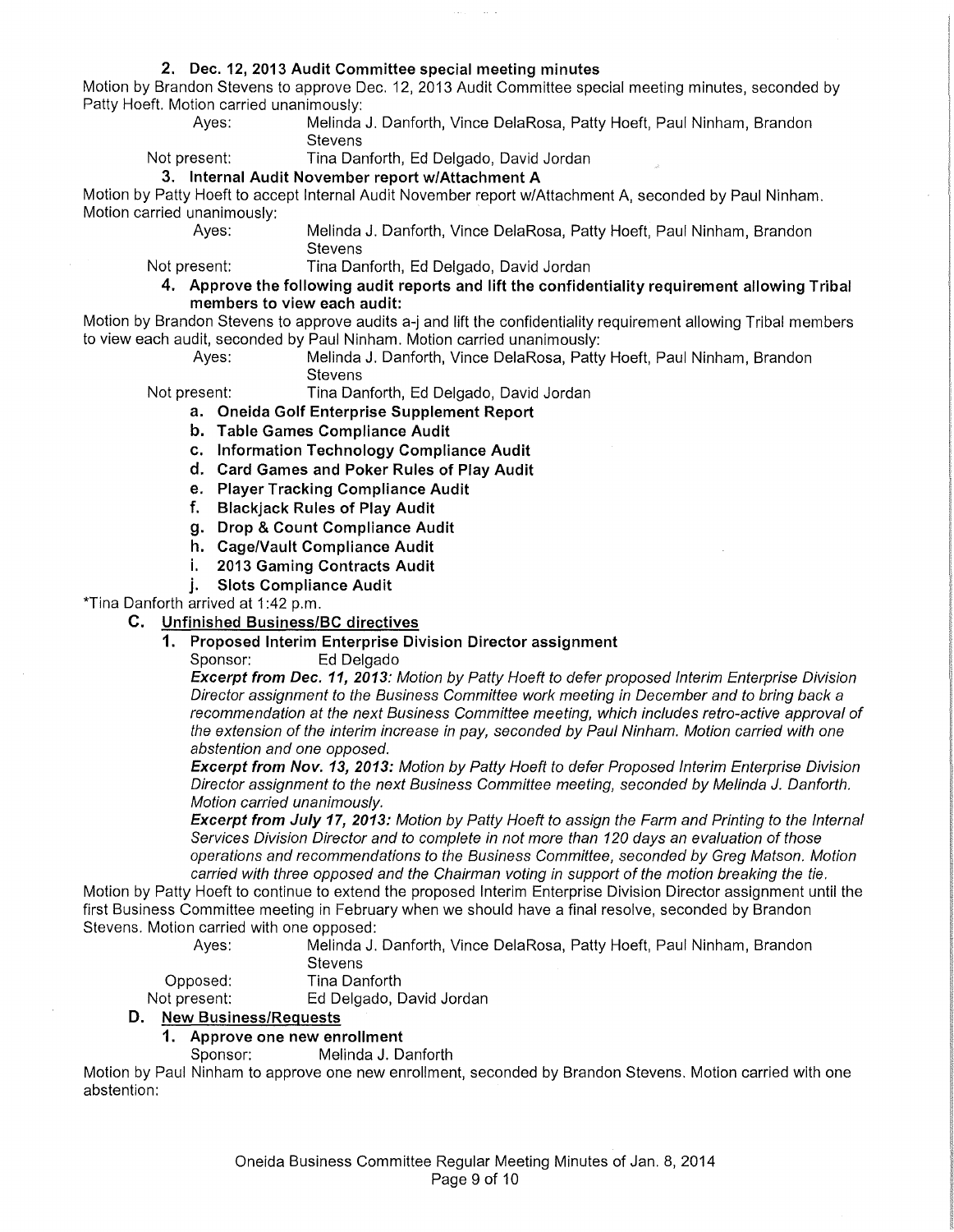**2. Dec. 12, 2013 Audit Committee special meeting minutes**

Motion by Brandon Stevens to approve Dec. 12, 2013 Audit Committee special meeting minutes, seconded by Patty Hoeft. Motion carried unanimously:

Ayes: Melinda J. Danforth, Vince DelaRosa, Patty Hoeft, Paul Ninham, Brandon Stevens

Not present: Tina Danforth, Ed Delgado, David Jordan

**3. Internal Audit November report w/Attachment A**

Motion by Patty Hoeft to accept Internal Audit November report w/Attachment A, seconded by Paul Ninham. Motion carried unanimously:

Ayes: Melinda J. Danforth, Vince DelaRosa, Patty Hoeft, Paul Ninham, Brandon Stevens

Not present: Tina Danforth, Ed Delgado, David Jordan

**4. Approve the following audit reports and lift the confidentiality requirement allowing Tribal members to view each audit:**

Motion by Brandon Stevens to approve audits a-j and lift the confidentiality requirement allowing Tribal members to view each audit, seconded by Paul Ninham. Motion carried unanimously:

Ayes: Melinda J. Danforth, Vince DelaRosa, Patty Hoeft, Paul Ninham, Brandon Stevens

Not present: Tina Danforth, Ed Delgado, David Jordan

a. **Oneida Golf Enterprise Supplement Report**
b. **Table Games Compliance Audit**
c. **Information Technology Compliance Audit**
d. **Card Games and Poker Rules of Play Audit**
e. **Player Tracking Compliance Audit**
f. **Blackjack Rules of Play Audit**
g. **Drop & Count Compliance Audit**
h. **Cage/Vault Compliance Audit**
i. **2013 Gaming Contracts Audit**
j. **Slots Compliance Audit**

*Tina Danforth arrived at 1:42 p.m.

## C. Unfinished Business/BC directives

**1. Proposed Interim Enterprise Division Director assignment**

Sponsor: Ed Delgado

***Excerpt from Dec. 11, 2013:*** *Motion by Patty Hoeft to defer proposed Interim Enterprise Division Director assignment to the Business Committee work meeting in December and to bring back a recommendation at the next Business Committee meeting, which includes retro-active approval of the extension of the interim increase in pay, seconded by Paul Ninham. Motion carried with one abstention and one opposed.*

***Excerpt from Nov. 13, 2013:*** *Motion by Patty Hoeft to defer Proposed Interim Enterprise Division Director assignment to the next Business Committee meeting, seconded by Melinda J. Danforth. Motion carried unanimously.*

***Excerpt from July 17, 2013:*** *Motion by Patty Hoeft to assign the Farm and Printing to the Internal Services Division Director and to complete in not more than 120 days an evaluation of those operations and recommendations to the Business Committee, seconded by Greg Matson. Motion carried with three opposed and the Chairman voting in support of the motion breaking the tie.*

Motion by Patty Hoeft to continue to extend the proposed Interim Enterprise Division Director assignment until the first Business Committee meeting in February when we should have a final resolve, seconded by Brandon Stevens. Motion carried with one opposed:

Ayes: Melinda J. Danforth, Vince DelaRosa, Patty Hoeft, Paul Ninham, Brandon Stevens

Opposed: Tina Danforth

Not present: Ed Delgado, David Jordan

## D. New Business/Requests

**1. Approve one new enrollment**

Sponsor: Melinda J. Danforth

Motion by Paul Ninham to approve one new enrollment, seconded by Brandon Stevens. Motion carried with one abstention: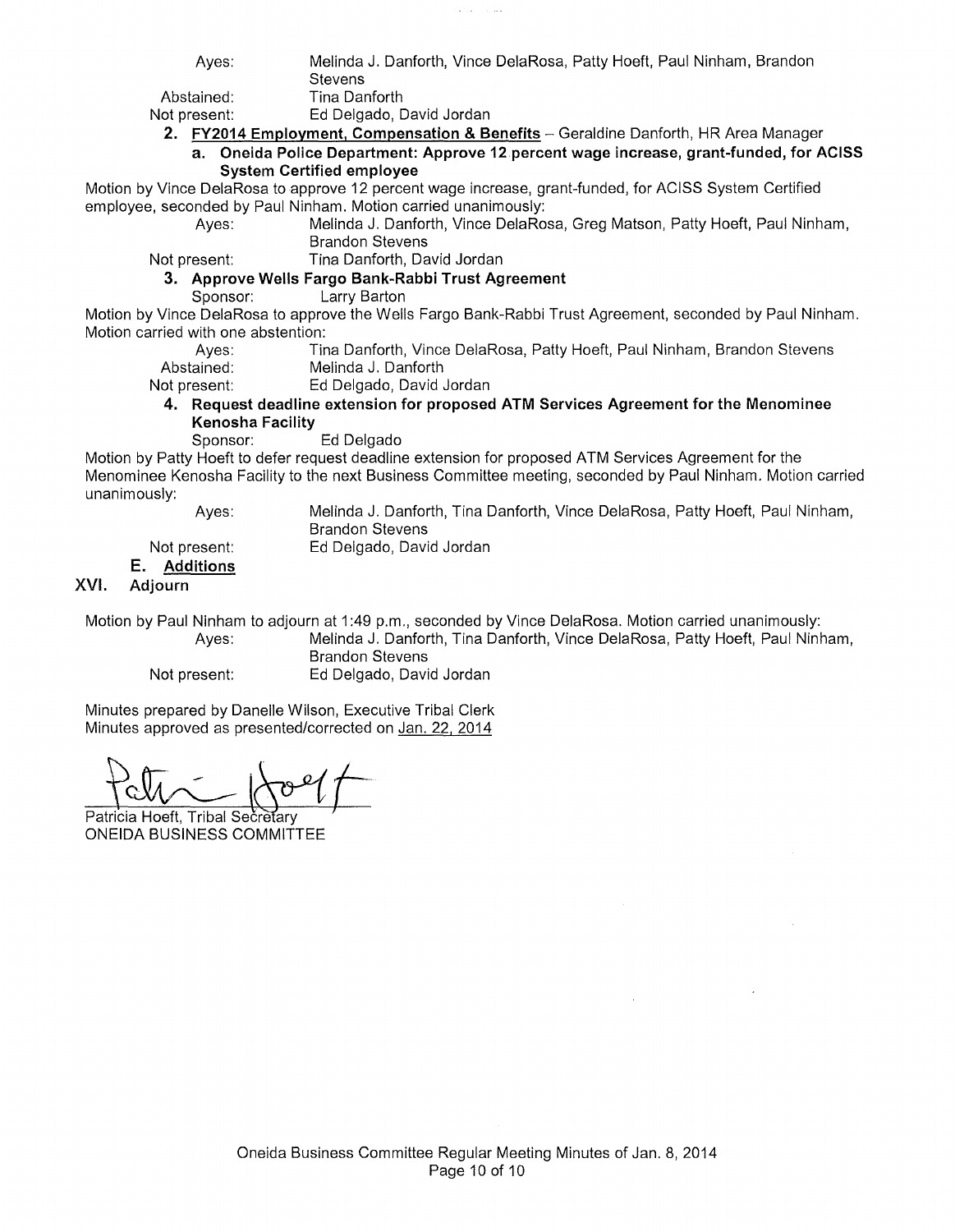Ayes: Melinda J. Danforth, Vince DelaRosa, Patty Hoeft, Paul Ninham, Brandon Stevens

Abstained: Tina Danforth

Not present: Ed Delgado, David Jordan

**2. FY2014 Employment, Compensation & Benefits** – Geraldine Danforth, HR Area Manager

**a. Oneida Police Department: Approve 12 percent wage increase, grant-funded, for ACISS System Certified employee**

Motion by Vince DelaRosa to approve 12 percent wage increase, grant-funded, for ACISS System Certified employee, seconded by Paul Ninham. Motion carried unanimously:

Ayes: Melinda J. Danforth, Vince DelaRosa, Greg Matson, Patty Hoeft, Paul Ninham, Brandon Stevens

Not present: Tina Danforth, David Jordan

**3. Approve Wells Fargo Bank-Rabbi Trust Agreement**

Sponsor: Larry Barton

Motion by Vince DelaRosa to approve the Wells Fargo Bank-Rabbi Trust Agreement, seconded by Paul Ninham. Motion carried with one abstention:

Ayes: Tina Danforth, Vince DelaRosa, Patty Hoeft, Paul Ninham, Brandon Stevens

Abstained: Melinda J. Danforth

Not present: Ed Delgado, David Jordan

**4. Request deadline extension for proposed ATM Services Agreement for the Menominee Kenosha Facility**

Sponsor: Ed Delgado

Motion by Patty Hoeft to defer request deadline extension for proposed ATM Services Agreement for the Menominee Kenosha Facility to the next Business Committee meeting, seconded by Paul Ninham. Motion carried unanimously:

Ayes: Melinda J. Danforth, Tina Danforth, Vince DelaRosa, Patty Hoeft, Paul Ninham, Brandon Stevens

Not present: Ed Delgado, David Jordan

**E. Additions**

## XVI. Adjourn

Motion by Paul Ninham to adjourn at 1:49 p.m., seconded by Vince DelaRosa. Motion carried unanimously:

Ayes: Melinda J. Danforth, Tina Danforth, Vince DelaRosa, Patty Hoeft, Paul Ninham, Brandon Stevens

Not present: Ed Delgado, David Jordan

Minutes prepared by Danelle Wilson, Executive Tribal Clerk
Minutes approved as presented/corrected on Jan. 22, 2014

Patricia Hoeft, Tribal Secretary
ONEIDA BUSINESS COMMITTEE